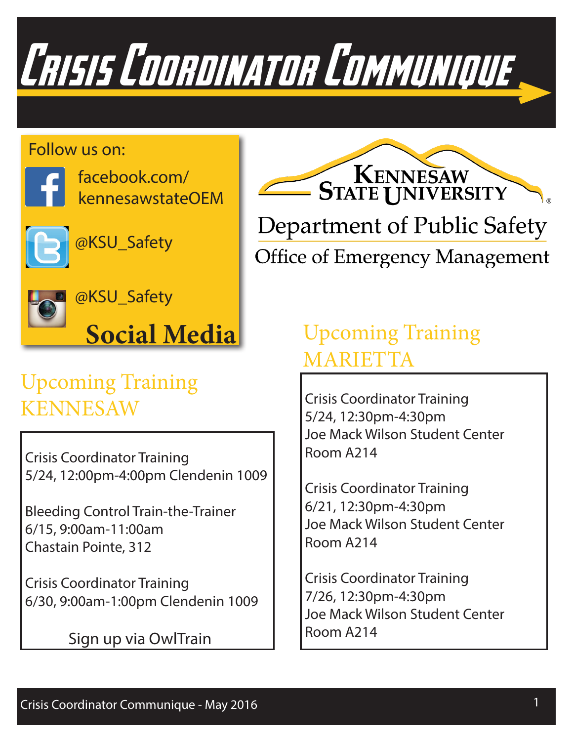# Crisis Coordinator Communique

Follow us on:

facebook.com/kennesawstateOEM

@KSU_Safety

@KSU_Safety

**Social Media**

Kennesaw State University

Department of Public Safety

Office of Emergency Management

## Upcoming Training KENNESAW

Crisis Coordinator Training
5/24, 12:00pm-4:00pm Clendenin 1009

Bleeding Control Train-the-Trainer
6/15, 9:00am-11:00am
Chastain Pointe, 312

Crisis Coordinator Training
6/30, 9:00am-1:00pm Clendenin 1009

Sign up via OwlTrain

## Upcoming Training MARIETTA

Crisis Coordinator Training
5/24, 12:30pm-4:30pm
Joe Mack Wilson Student Center
Room A214

Crisis Coordinator Training
6/21, 12:30pm-4:30pm
Joe Mack Wilson Student Center
Room A214

Crisis Coordinator Training
7/26, 12:30pm-4:30pm
Joe Mack Wilson Student Center
Room A214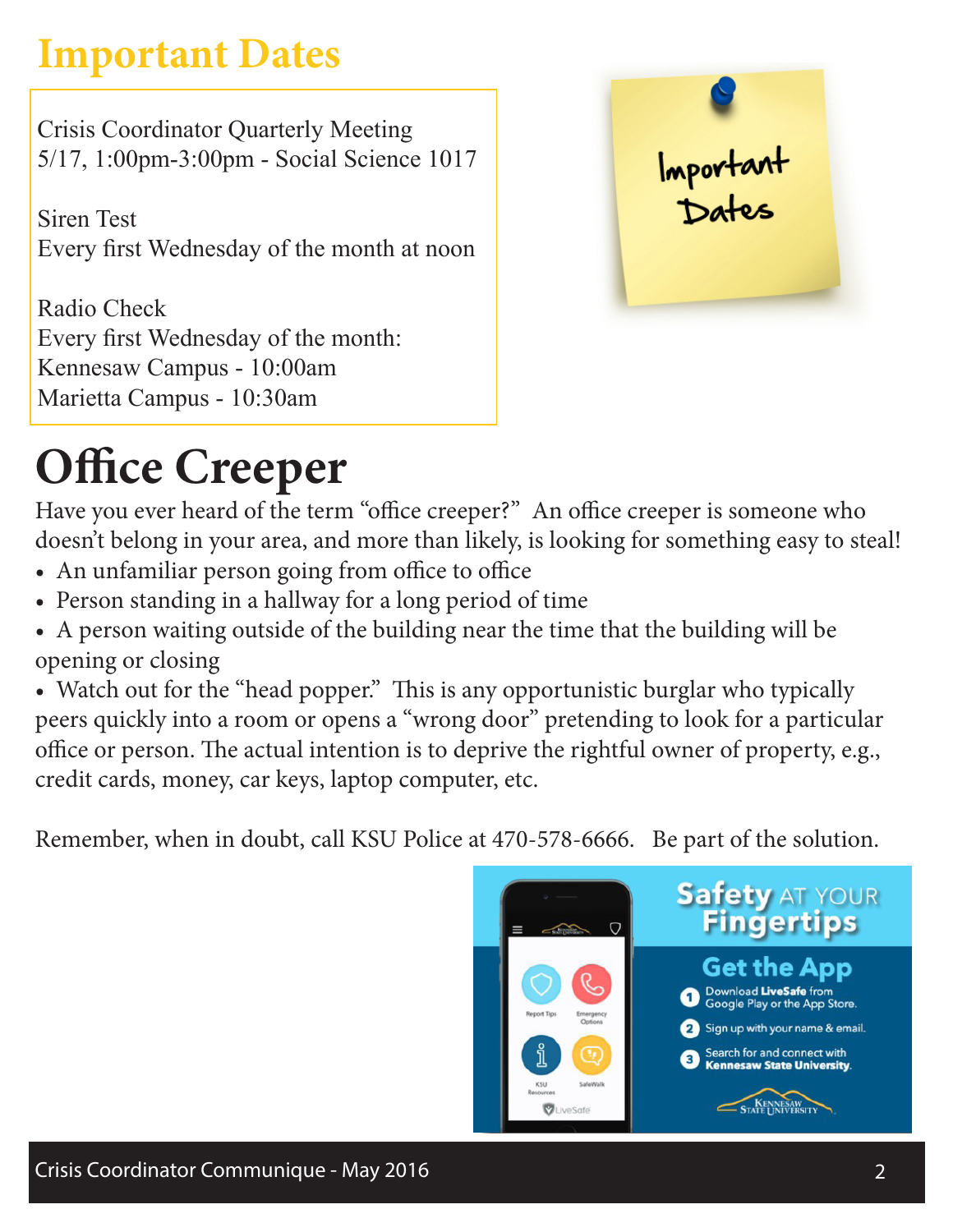## Important Dates

Crisis Coordinator Quarterly Meeting
5/17, 1:00pm-3:00pm - Social Science 1017

Siren Test
Every first Wednesday of the month at noon

Radio Check
Every first Wednesday of the month:
Kennesaw Campus - 10:00am
Marietta Campus - 10:30am

# Office Creeper

Have you ever heard of the term "office creeper?" An office creeper is someone who doesn't belong in your area, and more than likely, is looking for something easy to steal!

- An unfamiliar person going from office to office
- Person standing in a hallway for a long period of time
- A person waiting outside of the building near the time that the building will be opening or closing
- Watch out for the "head popper." This is any opportunistic burglar who typically peers quickly into a room or opens a "wrong door" pretending to look for a particular office or person. The actual intention is to deprive the rightful owner of property, e.g., credit cards, money, car keys, laptop computer, etc.

Remember, when in doubt, call KSU Police at 470-578-6666. Be part of the solution.

**Safety AT YOUR Fingertips**

**Get the App**

1. Download **LiveSafe** from Google Play or the App Store.
2. Sign up with your name & email.
3. Search for and connect with **Kennesaw State University**.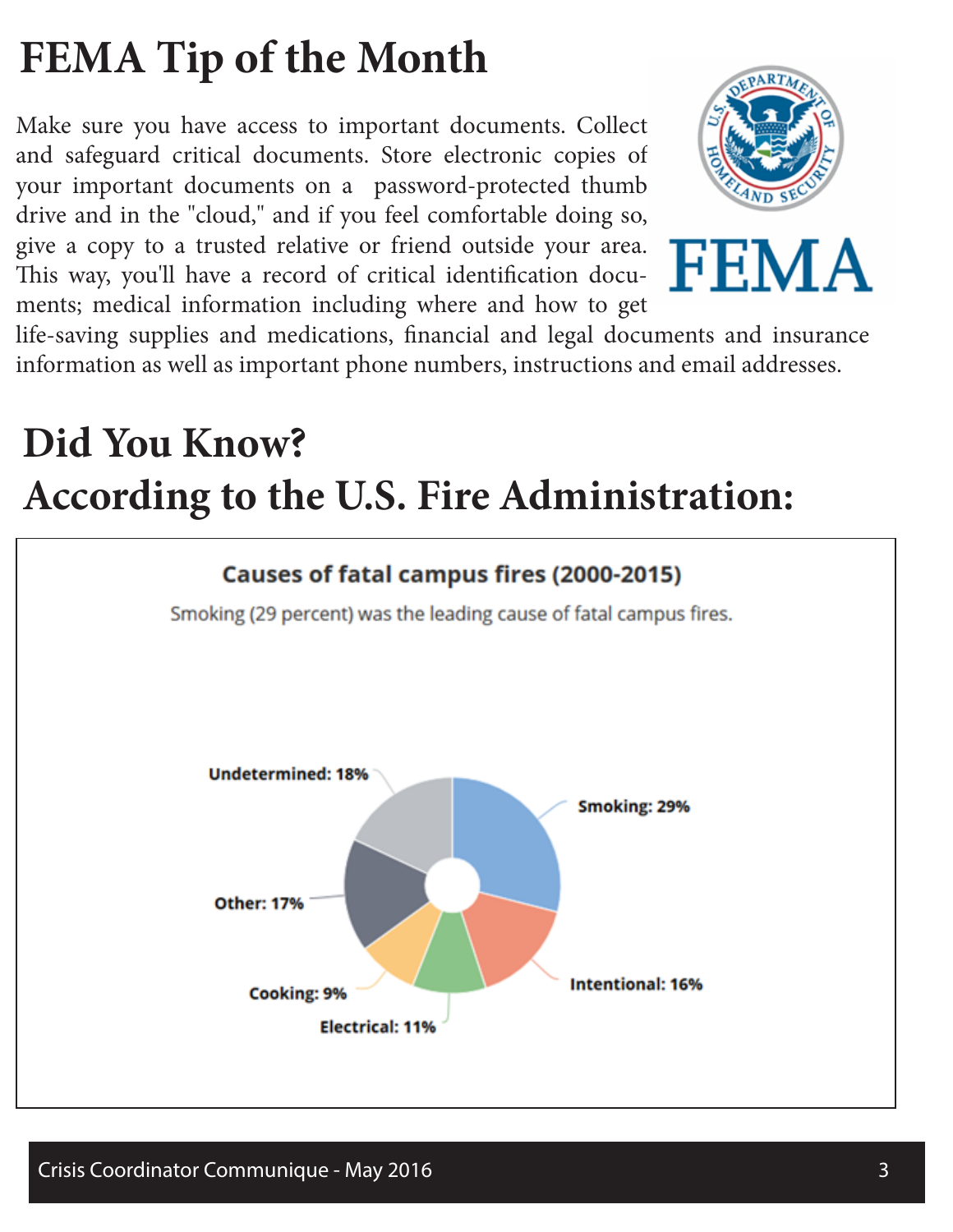# FEMA Tip of the Month

Make sure you have access to important documents. Collect and safeguard critical documents. Store electronic copies of your important documents on a password-protected thumb drive and in the "cloud," and if you feel comfortable doing so, give a copy to a trusted relative or friend outside your area. This way, you'll have a record of critical identification documents; medical information including where and how to get life-saving supplies and medications, financial and legal documents and insurance information as well as important phone numbers, instructions and email addresses.

# Did You Know?
# According to the U.S. Fire Administration:

**Causes of fatal campus fires (2000-2015)**

Smoking (29 percent) was the leading cause of fatal campus fires.

- Smoking: 29%
- Undetermined: 18%
- Other: 17%
- Intentional: 16%
- Electrical: 11%
- Cooking: 9%

Crisis Coordinator Communique - May 2016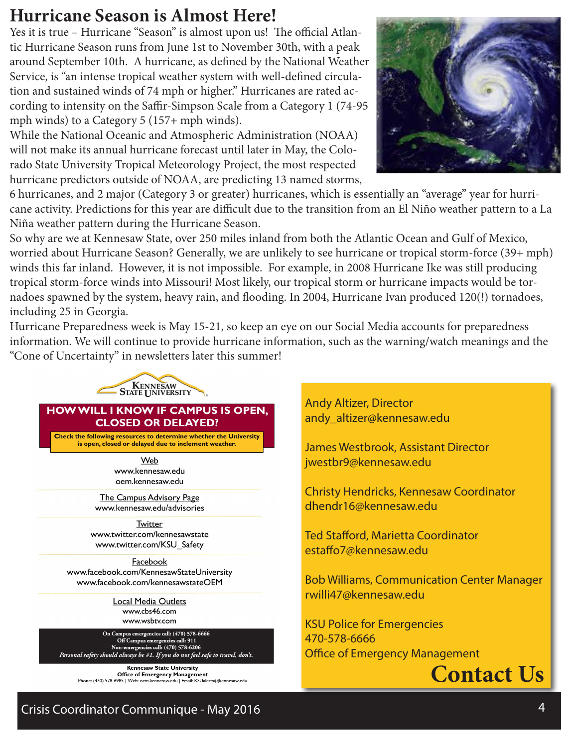# Hurricane Season is Almost Here!

Yes it is true – Hurricane "Season" is almost upon us! The official Atlantic Hurricane Season runs from June 1st to November 30th, with a peak around September 10th. A hurricane, as defined by the National Weather Service, is "an intense tropical weather system with well-defined circulation and sustained winds of 74 mph or higher." Hurricanes are rated according to intensity on the Saffir-Simpson Scale from a Category 1 (74-95 mph winds) to a Category 5 (157+ mph winds).

While the National Oceanic and Atmospheric Administration (NOAA) will not make its annual hurricane forecast until later in May, the Colorado State University Tropical Meteorology Project, the most respected hurricane predictors outside of NOAA, are predicting 13 named storms, 6 hurricanes, and 2 major (Category 3 or greater) hurricanes, which is essentially an "average" year for hurricane activity. Predictions for this year are difficult due to the transition from an El Niño weather pattern to a La Niña weather pattern during the Hurricane Season.

So why are we at Kennesaw State, over 250 miles inland from both the Atlantic Ocean and Gulf of Mexico, worried about Hurricane Season? Generally, we are unlikely to see hurricane or tropical storm-force (39+ mph) winds this far inland. However, it is not impossible. For example, in 2008 Hurricane Ike was still producing tropical storm-force winds into Missouri! Most likely, our tropical storm or hurricane impacts would be tornadoes spawned by the system, heavy rain, and flooding. In 2004, Hurricane Ivan produced 120(!) tornadoes, including 25 in Georgia.

Hurricane Preparedness week is May 15-21, so keep an eye on our Social Media accounts for preparedness information. We will continue to provide hurricane information, such as the warning/watch meanings and the "Cone of Uncertainty" in newsletters later this summer!

Kennesaw State University

**HOW WILL I KNOW IF CAMPUS IS OPEN, CLOSED OR DELAYED?**

**Check the following resources to determine whether the University is open, closed or delayed due to inclement weather.**

Web
www.kennesaw.edu
oem.kennesaw.edu

The Campus Advisory Page
www.kennesaw.edu/advisories

Twitter
www.twitter.com/kennesawstate
www.twitter.com/KSU_Safety

Facebook
www.facebook.com/KennesawStateUniversity
www.facebook.com/kennesawstateOEM

Local Media Outlets
www.cbs46.com
www.wsbtv.com

**On Campus emergencies call: (470) 578-6666**
**Off Campus emergencies call: 911**
**Non-emergencies call: (470) 578-6206**
*Personal safety should always be #1. If you do not feel safe to travel, don't.*

**Kennesaw State University**
**Office of Emergency Management**
Phone: (470) 578-6985 | Web: oem.kennesaw.edu | Email: KSUalerts@kennesaw.edu

## Contact Us

Andy Altizer, Director
andy_altizer@kennesaw.edu

James Westbrook, Assistant Director
jwestbr9@kennesaw.edu

Christy Hendricks, Kennesaw Coordinator
dhendr16@kennesaw.edu

Ted Stafford, Marietta Coordinator
estaffo7@kennesaw.edu

Bob Williams, Communication Center Manager
rwilli47@kennesaw.edu

KSU Police for Emergencies
470-578-6666
Office of Emergency Management